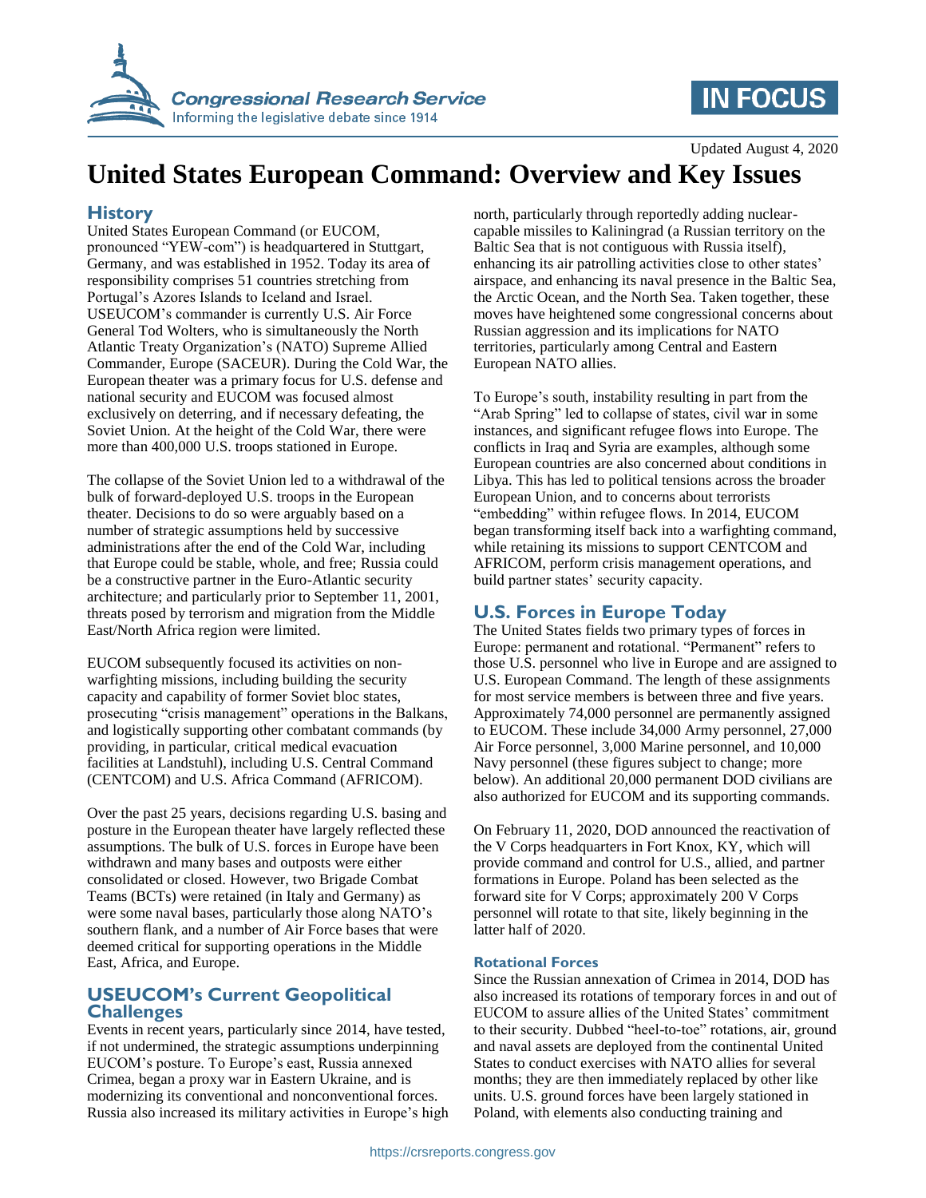Updated August 4, 2020

# United States European Command: Overview and Key Issues

## History

United States European Command (or EUCOM, pronounced "YEW-com") is headquartered in Stuttgart, Germany, and was established in 1952. Today its area of responsibility comprises 51 countries stretching from Portugal's Azores Islands to Iceland and Israel. USEUCOM's commander is currently U.S. Air Force General Tod Wolters, who is simultaneously the North Atlantic Treaty Organization's (NATO) Supreme Allied Commander, Europe (SACEUR). During the Cold War, the European theater was a primary focus for U.S. defense and national security and EUCOM was focused almost exclusively on deterring, and if necessary defeating, the Soviet Union. At the height of the Cold War, there were more than 400,000 U.S. troops stationed in Europe.

The collapse of the Soviet Union led to a withdrawal of the bulk of forward-deployed U.S. troops in the European theater. Decisions to do so were arguably based on a number of strategic assumptions held by successive administrations after the end of the Cold War, including that Europe could be stable, whole, and free; Russia could be a constructive partner in the Euro-Atlantic security architecture; and particularly prior to September 11, 2001, threats posed by terrorism and migration from the Middle East/North Africa region were limited.

EUCOM subsequently focused its activities on non-warfighting missions, including building the security capacity and capability of former Soviet bloc states, prosecuting "crisis management" operations in the Balkans, and logistically supporting other combatant commands (by providing, in particular, critical medical evacuation facilities at Landstuhl), including U.S. Central Command (CENTCOM) and U.S. Africa Command (AFRICOM).

Over the past 25 years, decisions regarding U.S. basing and posture in the European theater have largely reflected these assumptions. The bulk of U.S. forces in Europe have been withdrawn and many bases and outposts were either consolidated or closed. However, two Brigade Combat Teams (BCTs) were retained (in Italy and Germany) as were some naval bases, particularly those along NATO's southern flank, and a number of Air Force bases that were deemed critical for supporting operations in the Middle East, Africa, and Europe.

## USEUCOM's Current Geopolitical Challenges

Events in recent years, particularly since 2014, have tested, if not undermined, the strategic assumptions underpinning EUCOM's posture. To Europe's east, Russia annexed Crimea, began a proxy war in Eastern Ukraine, and is modernizing its conventional and nonconventional forces. Russia also increased its military activities in Europe's high north, particularly through reportedly adding nuclear-capable missiles to Kaliningrad (a Russian territory on the Baltic Sea that is not contiguous with Russia itself), enhancing its air patrolling activities close to other states' airspace, and enhancing its naval presence in the Baltic Sea, the Arctic Ocean, and the North Sea. Taken together, these moves have heightened some congressional concerns about Russian aggression and its implications for NATO territories, particularly among Central and Eastern European NATO allies.

To Europe's south, instability resulting in part from the "Arab Spring" led to collapse of states, civil war in some instances, and significant refugee flows into Europe. The conflicts in Iraq and Syria are examples, although some European countries are also concerned about conditions in Libya. This has led to political tensions across the broader European Union, and to concerns about terrorists "embedding" within refugee flows. In 2014, EUCOM began transforming itself back into a warfighting command, while retaining its missions to support CENTCOM and AFRICOM, perform crisis management operations, and build partner states' security capacity.

## U.S. Forces in Europe Today

The United States fields two primary types of forces in Europe: permanent and rotational. "Permanent" refers to those U.S. personnel who live in Europe and are assigned to U.S. European Command. The length of these assignments for most service members is between three and five years. Approximately 74,000 personnel are permanently assigned to EUCOM. These include 34,000 Army personnel, 27,000 Air Force personnel, 3,000 Marine personnel, and 10,000 Navy personnel (these figures subject to change; more below). An additional 20,000 permanent DOD civilians are also authorized for EUCOM and its supporting commands.

On February 11, 2020, DOD announced the reactivation of the V Corps headquarters in Fort Knox, KY, which will provide command and control for U.S., allied, and partner formations in Europe. Poland has been selected as the forward site for V Corps; approximately 200 V Corps personnel will rotate to that site, likely beginning in the latter half of 2020.

### Rotational Forces

Since the Russian annexation of Crimea in 2014, DOD has also increased its rotations of temporary forces in and out of EUCOM to assure allies of the United States' commitment to their security. Dubbed "heel-to-toe" rotations, air, ground and naval assets are deployed from the continental United States to conduct exercises with NATO allies for several months; they are then immediately replaced by other like units. U.S. ground forces have been largely stationed in Poland, with elements also conducting training and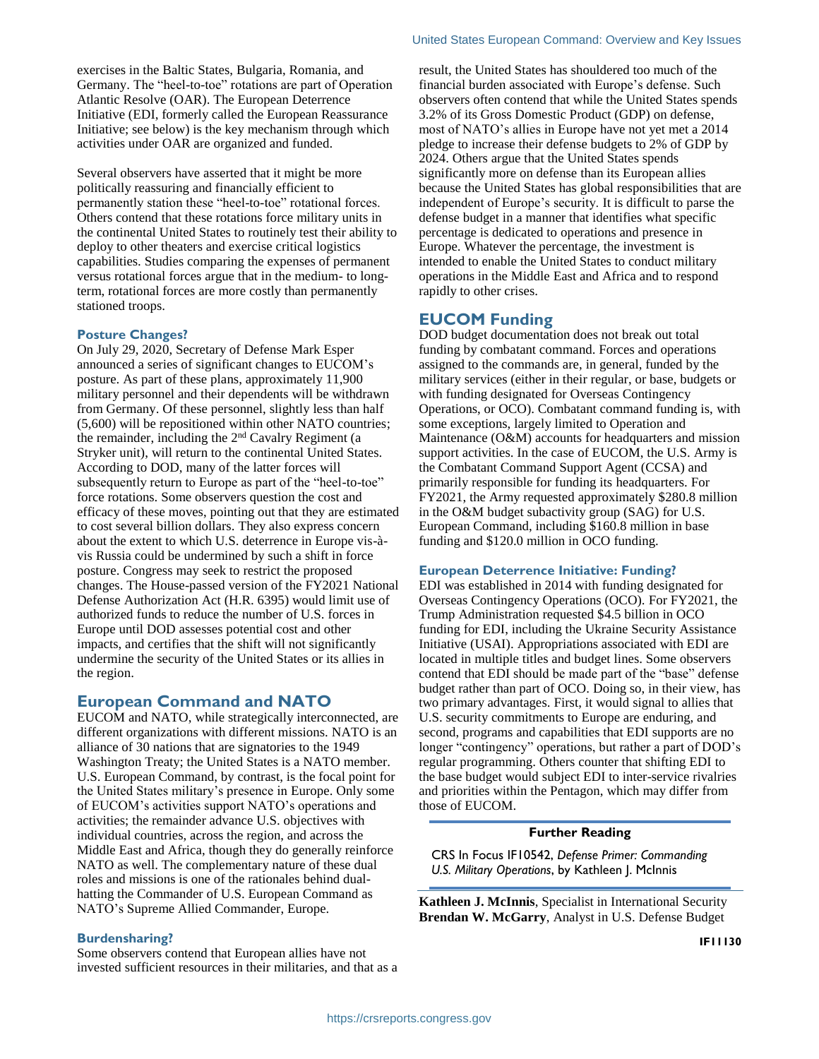exercises in the Baltic States, Bulgaria, Romania, and Germany. The "heel-to-toe" rotations are part of Operation Atlantic Resolve (OAR). The European Deterrence Initiative (EDI, formerly called the European Reassurance Initiative; see below) is the key mechanism through which activities under OAR are organized and funded.

Several observers have asserted that it might be more politically reassuring and financially efficient to permanently station these "heel-to-toe" rotational forces. Others contend that these rotations force military units in the continental United States to routinely test their ability to deploy to other theaters and exercise critical logistics capabilities. Studies comparing the expenses of permanent versus rotational forces argue that in the medium- to long-term, rotational forces are more costly than permanently stationed troops.

### Posture Changes?

On July 29, 2020, Secretary of Defense Mark Esper announced a series of significant changes to EUCOM's posture. As part of these plans, approximately 11,900 military personnel and their dependents will be withdrawn from Germany. Of these personnel, slightly less than half (5,600) will be repositioned within other NATO countries; the remainder, including the 2nd Cavalry Regiment (a Stryker unit), will return to the continental United States. According to DOD, many of the latter forces will subsequently return to Europe as part of the "heel-to-toe" force rotations. Some observers question the cost and efficacy of these moves, pointing out that they are estimated to cost several billion dollars. They also express concern about the extent to which U.S. deterrence in Europe vis-à-vis Russia could be undermined by such a shift in force posture. Congress may seek to restrict the proposed changes. The House-passed version of the FY2021 National Defense Authorization Act (H.R. 6395) would limit use of authorized funds to reduce the number of U.S. forces in Europe until DOD assesses potential cost and other impacts, and certifies that the shift will not significantly undermine the security of the United States or its allies in the region.

## European Command and NATO

EUCOM and NATO, while strategically interconnected, are different organizations with different missions. NATO is an alliance of 30 nations that are signatories to the 1949 Washington Treaty; the United States is a NATO member. U.S. European Command, by contrast, is the focal point for the United States military's presence in Europe. Only some of EUCOM's activities support NATO's operations and activities; the remainder advance U.S. objectives with individual countries, across the region, and across the Middle East and Africa, though they do generally reinforce NATO as well. The complementary nature of these dual roles and missions is one of the rationales behind dual-hatting the Commander of U.S. European Command as NATO's Supreme Allied Commander, Europe.

### Burdensharing?

Some observers contend that European allies have not invested sufficient resources in their militaries, and that as a result, the United States has shouldered too much of the financial burden associated with Europe's defense. Such observers often contend that while the United States spends 3.2% of its Gross Domestic Product (GDP) on defense, most of NATO's allies in Europe have not yet met a 2014 pledge to increase their defense budgets to 2% of GDP by 2024. Others argue that the United States spends significantly more on defense than its European allies because the United States has global responsibilities that are independent of Europe's security. It is difficult to parse the defense budget in a manner that identifies what specific percentage is dedicated to operations and presence in Europe. Whatever the percentage, the investment is intended to enable the United States to conduct military operations in the Middle East and Africa and to respond rapidly to other crises.

## EUCOM Funding

DOD budget documentation does not break out total funding by combatant command. Forces and operations assigned to the commands are, in general, funded by the military services (either in their regular, or base, budgets or with funding designated for Overseas Contingency Operations, or OCO). Combatant command funding is, with some exceptions, largely limited to Operation and Maintenance (O&M) accounts for headquarters and mission support activities. In the case of EUCOM, the U.S. Army is the Combatant Command Support Agent (CCSA) and primarily responsible for funding its headquarters. For FY2021, the Army requested approximately $280.8 million in the O&M budget subactivity group (SAG) for U.S. European Command, including $160.8 million in base funding and $120.0 million in OCO funding.

### European Deterrence Initiative: Funding?

EDI was established in 2014 with funding designated for Overseas Contingency Operations (OCO). For FY2021, the Trump Administration requested $4.5 billion in OCO funding for EDI, including the Ukraine Security Assistance Initiative (USAI). Appropriations associated with EDI are located in multiple titles and budget lines. Some observers contend that EDI should be made part of the "base" defense budget rather than part of OCO. Doing so, in their view, has two primary advantages. First, it would signal to allies that U.S. security commitments to Europe are enduring, and second, programs and capabilities that EDI supports are no longer "contingency" operations, but rather a part of DOD's regular programming. Others counter that shifting EDI to the base budget would subject EDI to inter-service rivalries and priorities within the Pentagon, which may differ from those of EUCOM.

**Further Reading**

CRS In Focus IF10542, *Defense Primer: Commanding U.S. Military Operations*, by Kathleen J. McInnis

**Kathleen J. McInnis**, Specialist in International Security
**Brendan W. McGarry**, Analyst in U.S. Defense Budget

IF11130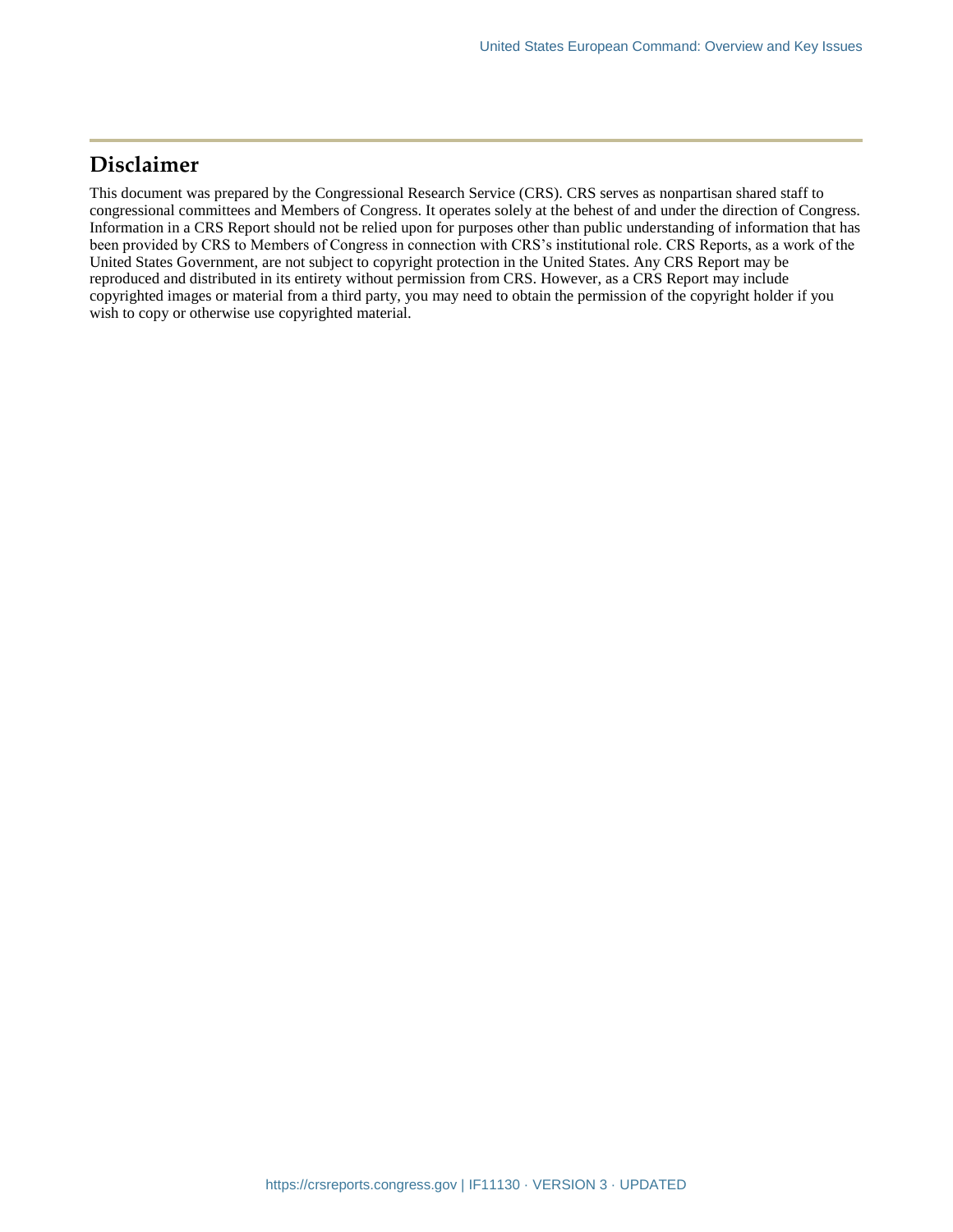## Disclaimer

This document was prepared by the Congressional Research Service (CRS). CRS serves as nonpartisan shared staff to congressional committees and Members of Congress. It operates solely at the behest of and under the direction of Congress. Information in a CRS Report should not be relied upon for purposes other than public understanding of information that has been provided by CRS to Members of Congress in connection with CRS's institutional role. CRS Reports, as a work of the United States Government, are not subject to copyright protection in the United States. Any CRS Report may be reproduced and distributed in its entirety without permission from CRS. However, as a CRS Report may include copyrighted images or material from a third party, you may need to obtain the permission of the copyright holder if you wish to copy or otherwise use copyrighted material.